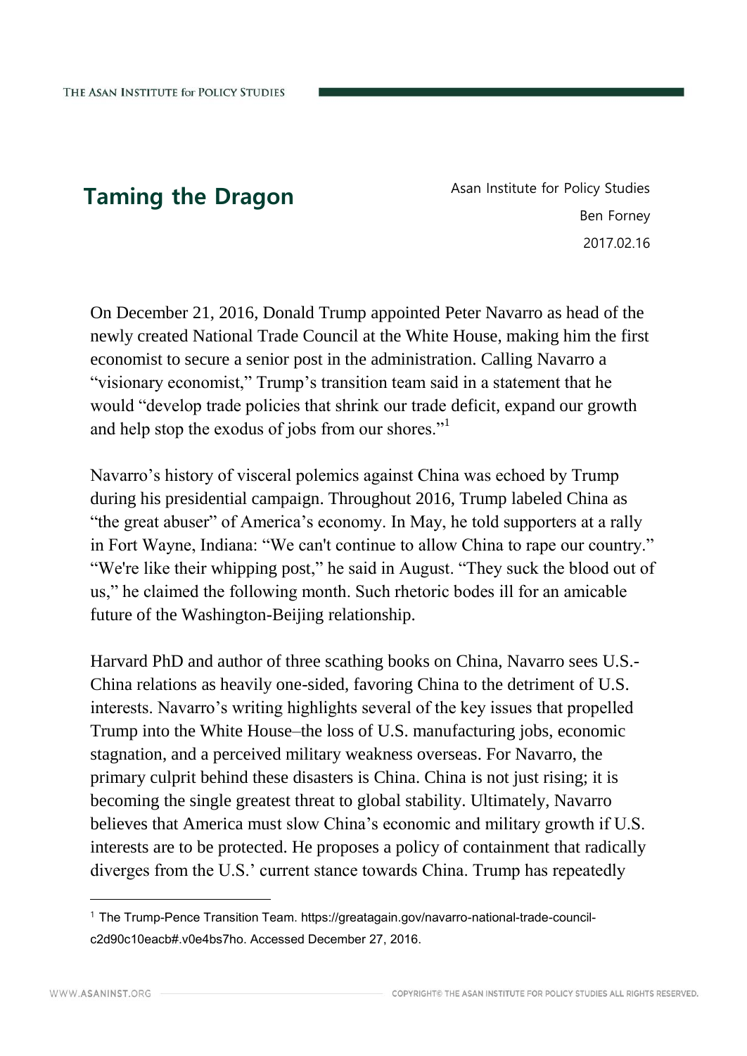# Taming the Dragon

Asan Institute for Policy Studies
Ben Forney
2017.02.16

On December 21, 2016, Donald Trump appointed Peter Navarro as head of the newly created National Trade Council at the White House, making him the first economist to secure a senior post in the administration. Calling Navarro a "visionary economist," Trump's transition team said in a statement that he would "develop trade policies that shrink our trade deficit, expand our growth and help stop the exodus of jobs from our shores."[1]

Navarro's history of visceral polemics against China was echoed by Trump during his presidential campaign. Throughout 2016, Trump labeled China as "the great abuser" of America's economy. In May, he told supporters at a rally in Fort Wayne, Indiana: "We can't continue to allow China to rape our country." "We're like their whipping post," he said in August. "They suck the blood out of us," he claimed the following month. Such rhetoric bodes ill for an amicable future of the Washington-Beijing relationship.

Harvard PhD and author of three scathing books on China, Navarro sees U.S.-China relations as heavily one-sided, favoring China to the detriment of U.S. interests. Navarro's writing highlights several of the key issues that propelled Trump into the White House–the loss of U.S. manufacturing jobs, economic stagnation, and a perceived military weakness overseas. For Navarro, the primary culprit behind these disasters is China. China is not just rising; it is becoming the single greatest threat to global stability. Ultimately, Navarro believes that America must slow China's economic and military growth if U.S. interests are to be protected. He proposes a policy of containment that radically diverges from the U.S.' current stance towards China. Trump has repeatedly

---

[1] The Trump-Pence Transition Team. https://greatagain.gov/navarro-national-trade-council-c2d90c10eacb#.v0e4bs7ho. Accessed December 27, 2016.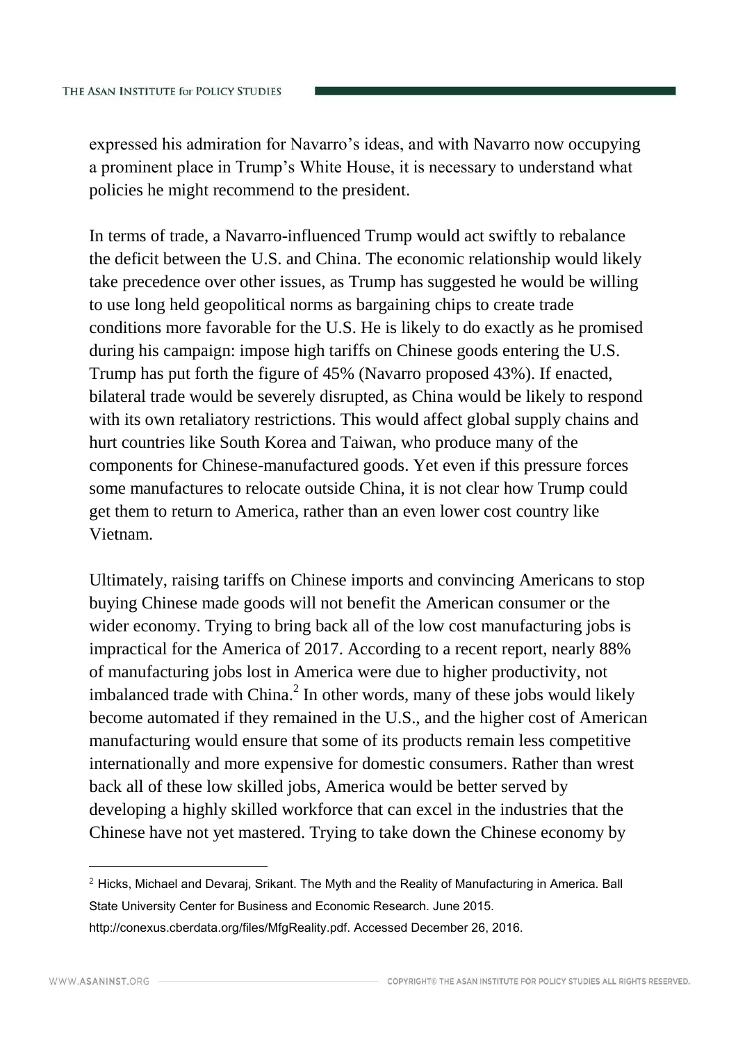expressed his admiration for Navarro's ideas, and with Navarro now occupying a prominent place in Trump's White House, it is necessary to understand what policies he might recommend to the president.

In terms of trade, a Navarro-influenced Trump would act swiftly to rebalance the deficit between the U.S. and China. The economic relationship would likely take precedence over other issues, as Trump has suggested he would be willing to use long held geopolitical norms as bargaining chips to create trade conditions more favorable for the U.S. He is likely to do exactly as he promised during his campaign: impose high tariffs on Chinese goods entering the U.S. Trump has put forth the figure of 45% (Navarro proposed 43%). If enacted, bilateral trade would be severely disrupted, as China would be likely to respond with its own retaliatory restrictions. This would affect global supply chains and hurt countries like South Korea and Taiwan, who produce many of the components for Chinese-manufactured goods. Yet even if this pressure forces some manufactures to relocate outside China, it is not clear how Trump could get them to return to America, rather than an even lower cost country like Vietnam.

Ultimately, raising tariffs on Chinese imports and convincing Americans to stop buying Chinese made goods will not benefit the American consumer or the wider economy. Trying to bring back all of the low cost manufacturing jobs is impractical for the America of 2017. According to a recent report, nearly 88% of manufacturing jobs lost in America were due to higher productivity, not imbalanced trade with China.[2] In other words, many of these jobs would likely become automated if they remained in the U.S., and the higher cost of American manufacturing would ensure that some of its products remain less competitive internationally and more expensive for domestic consumers. Rather than wrest back all of these low skilled jobs, America would be better served by developing a highly skilled workforce that can excel in the industries that the Chinese have not yet mastered. Trying to take down the Chinese economy by

[2] Hicks, Michael and Devaraj, Srikant. The Myth and the Reality of Manufacturing in America. Ball State University Center for Business and Economic Research. June 2015. http://conexus.cberdata.org/files/MfgReality.pdf. Accessed December 26, 2016.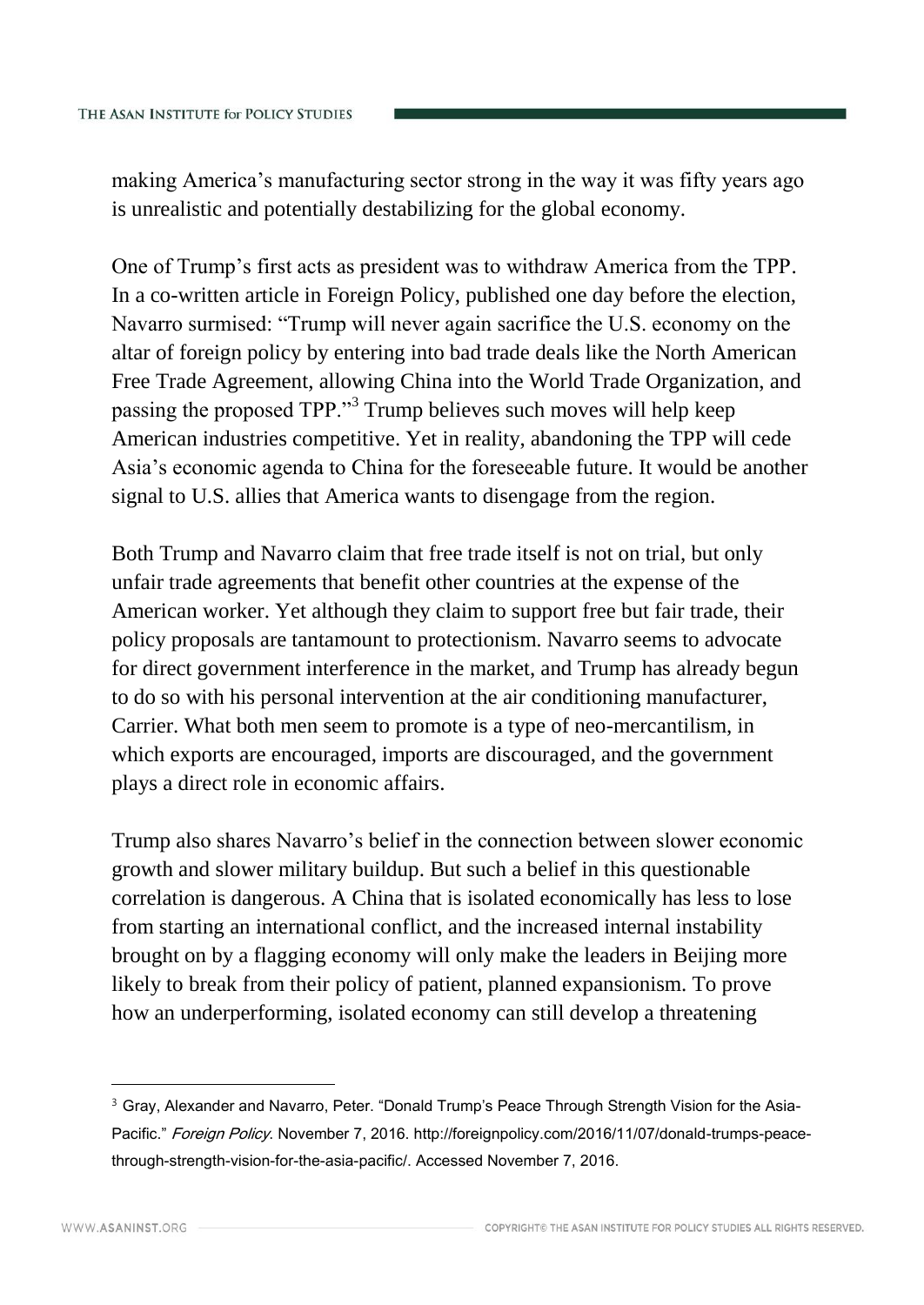making America's manufacturing sector strong in the way it was fifty years ago is unrealistic and potentially destabilizing for the global economy.

One of Trump's first acts as president was to withdraw America from the TPP. In a co-written article in Foreign Policy, published one day before the election, Navarro surmised: "Trump will never again sacrifice the U.S. economy on the altar of foreign policy by entering into bad trade deals like the North American Free Trade Agreement, allowing China into the World Trade Organization, and passing the proposed TPP."[3] Trump believes such moves will help keep American industries competitive. Yet in reality, abandoning the TPP will cede Asia's economic agenda to China for the foreseeable future. It would be another signal to U.S. allies that America wants to disengage from the region.

Both Trump and Navarro claim that free trade itself is not on trial, but only unfair trade agreements that benefit other countries at the expense of the American worker. Yet although they claim to support free but fair trade, their policy proposals are tantamount to protectionism. Navarro seems to advocate for direct government interference in the market, and Trump has already begun to do so with his personal intervention at the air conditioning manufacturer, Carrier. What both men seem to promote is a type of neo-mercantilism, in which exports are encouraged, imports are discouraged, and the government plays a direct role in economic affairs.

Trump also shares Navarro's belief in the connection between slower economic growth and slower military buildup. But such a belief in this questionable correlation is dangerous. A China that is isolated economically has less to lose from starting an international conflict, and the increased internal instability brought on by a flagging economy will only make the leaders in Beijing more likely to break from their policy of patient, planned expansionism. To prove how an underperforming, isolated economy can still develop a threatening

---

[3] Gray, Alexander and Navarro, Peter. "Donald Trump's Peace Through Strength Vision for the Asia-Pacific." *Foreign Policy*. November 7, 2016. http://foreignpolicy.com/2016/11/07/donald-trumps-peace-through-strength-vision-for-the-asia-pacific/. Accessed November 7, 2016.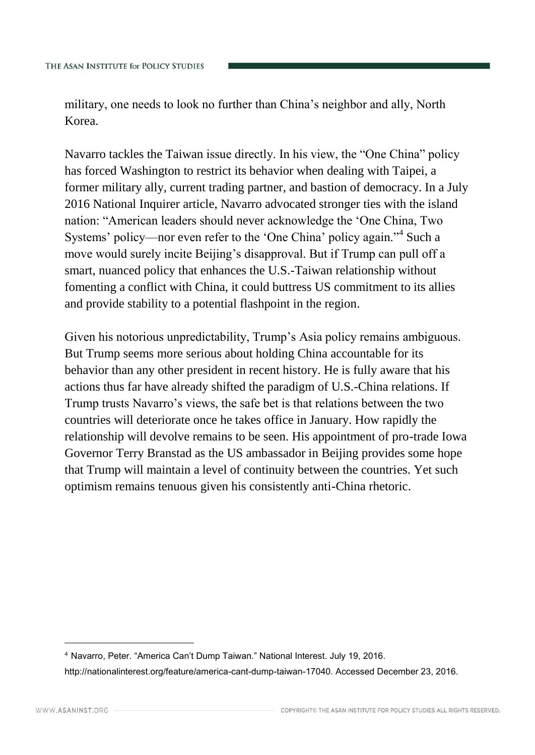military, one needs to look no further than China's neighbor and ally, North Korea.

Navarro tackles the Taiwan issue directly. In his view, the "One China" policy has forced Washington to restrict its behavior when dealing with Taipei, a former military ally, current trading partner, and bastion of democracy. In a July 2016 National Inquirer article, Navarro advocated stronger ties with the island nation: "American leaders should never acknowledge the 'One China, Two Systems' policy—nor even refer to the 'One China' policy again."[4] Such a move would surely incite Beijing's disapproval. But if Trump can pull off a smart, nuanced policy that enhances the U.S.-Taiwan relationship without fomenting a conflict with China, it could buttress US commitment to its allies and provide stability to a potential flashpoint in the region.

Given his notorious unpredictability, Trump's Asia policy remains ambiguous. But Trump seems more serious about holding China accountable for its behavior than any other president in recent history. He is fully aware that his actions thus far have already shifted the paradigm of U.S.-China relations. If Trump trusts Navarro's views, the safe bet is that relations between the two countries will deteriorate once he takes office in January. How rapidly the relationship will devolve remains to be seen. His appointment of pro-trade Iowa Governor Terry Branstad as the US ambassador in Beijing provides some hope that Trump will maintain a level of continuity between the countries. Yet such optimism remains tenuous given his consistently anti-China rhetoric.

---

[4] Navarro, Peter. "America Can't Dump Taiwan." National Interest. July 19, 2016. http://nationalinterest.org/feature/america-cant-dump-taiwan-17040. Accessed December 23, 2016.